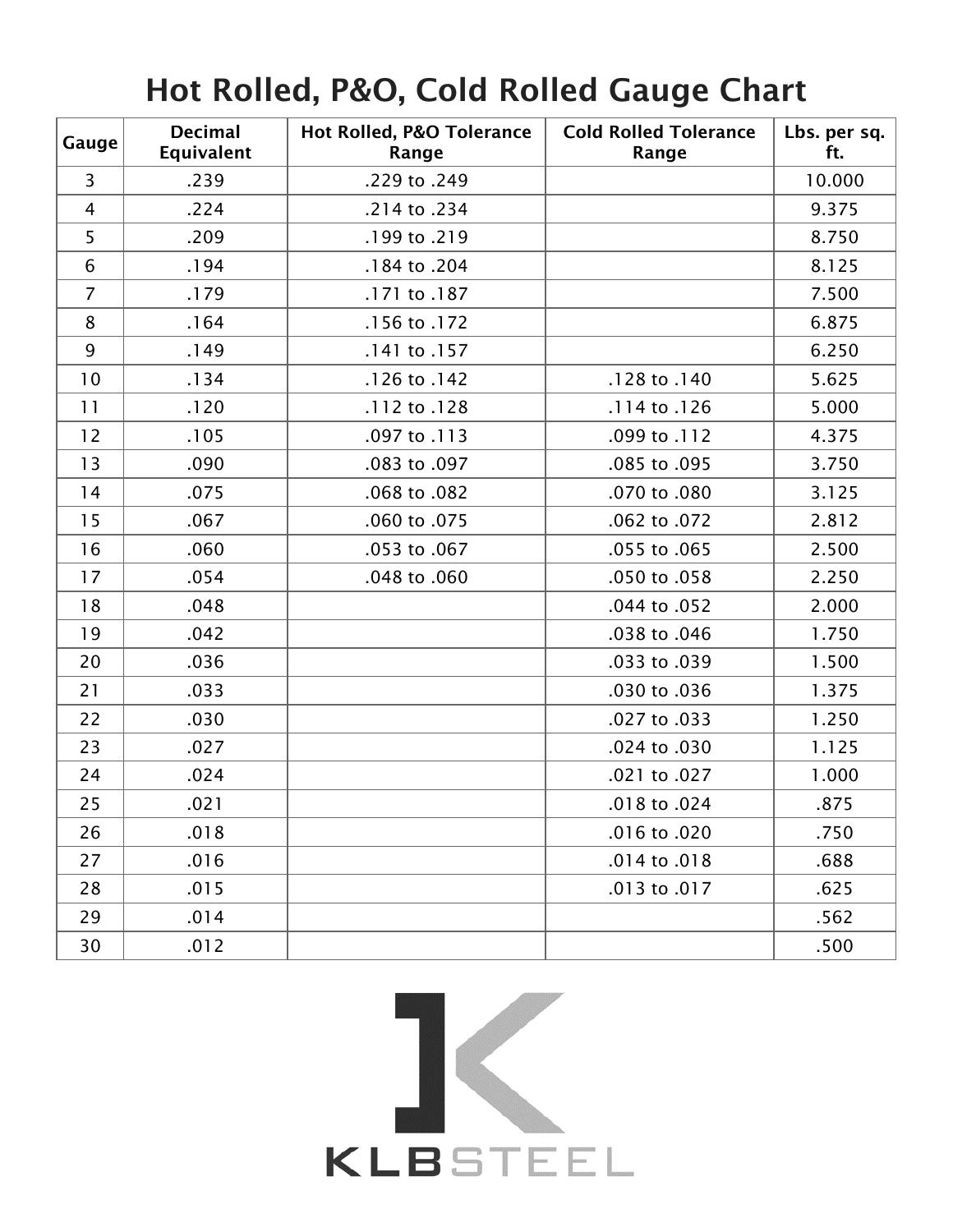# Hot Rolled, P&O, Cold Rolled Gauge Chart

| Gauge | Decimal Equivalent | Hot Rolled, P&O Tolerance Range | Cold Rolled Tolerance Range | Lbs. per sq. ft. |
|---|---|---|---|---|
| 3 | .239 | .229 to .249 | | 10.000 |
| 4 | .224 | .214 to .234 | | 9.375 |
| 5 | .209 | .199 to .219 | | 8.750 |
| 6 | .194 | .184 to .204 | | 8.125 |
| 7 | .179 | .171 to .187 | | 7.500 |
| 8 | .164 | .156 to .172 | | 6.875 |
| 9 | .149 | .141 to .157 | | 6.250 |
| 10 | .134 | .126 to .142 | .128 to .140 | 5.625 |
| 11 | .120 | .112 to .128 | .114 to .126 | 5.000 |
| 12 | .105 | .097 to .113 | .099 to .112 | 4.375 |
| 13 | .090 | .083 to .097 | .085 to .095 | 3.750 |
| 14 | .075 | .068 to .082 | .070 to .080 | 3.125 |
| 15 | .067 | .060 to .075 | .062 to .072 | 2.812 |
| 16 | .060 | .053 to .067 | .055 to .065 | 2.500 |
| 17 | .054 | .048 to .060 | .050 to .058 | 2.250 |
| 18 | .048 | | .044 to .052 | 2.000 |
| 19 | .042 | | .038 to .046 | 1.750 |
| 20 | .036 | | .033 to .039 | 1.500 |
| 21 | .033 | | .030 to .036 | 1.375 |
| 22 | .030 | | .027 to .033 | 1.250 |
| 23 | .027 | | .024 to .030 | 1.125 |
| 24 | .024 | | .021 to .027 | 1.000 |
| 25 | .021 | | .018 to .024 | .875 |
| 26 | .018 | | .016 to .020 | .750 |
| 27 | .016 | | .014 to .018 | .688 |
| 28 | .015 | | .013 to .017 | .625 |
| 29 | .014 | | | .562 |
| 30 | .012 | | | .500 |

KLBSTEEL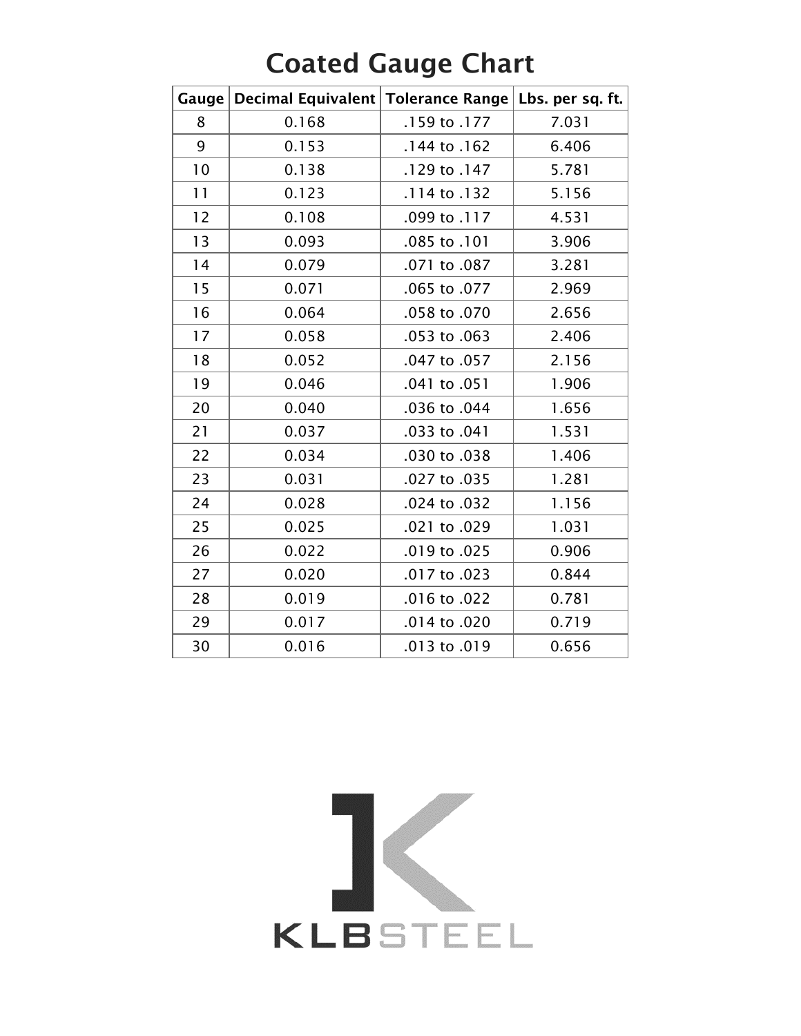# Coated Gauge Chart

| Gauge | Decimal Equivalent | Tolerance Range | Lbs. per sq. ft. |
|---|---|---|---|
| 8 | 0.168 | .159 to .177 | 7.031 |
| 9 | 0.153 | .144 to .162 | 6.406 |
| 10 | 0.138 | .129 to .147 | 5.781 |
| 11 | 0.123 | .114 to .132 | 5.156 |
| 12 | 0.108 | .099 to .117 | 4.531 |
| 13 | 0.093 | .085 to .101 | 3.906 |
| 14 | 0.079 | .071 to .087 | 3.281 |
| 15 | 0.071 | .065 to .077 | 2.969 |
| 16 | 0.064 | .058 to .070 | 2.656 |
| 17 | 0.058 | .053 to .063 | 2.406 |
| 18 | 0.052 | .047 to .057 | 2.156 |
| 19 | 0.046 | .041 to .051 | 1.906 |
| 20 | 0.040 | .036 to .044 | 1.656 |
| 21 | 0.037 | .033 to .041 | 1.531 |
| 22 | 0.034 | .030 to .038 | 1.406 |
| 23 | 0.031 | .027 to .035 | 1.281 |
| 24 | 0.028 | .024 to .032 | 1.156 |
| 25 | 0.025 | .021 to .029 | 1.031 |
| 26 | 0.022 | .019 to .025 | 0.906 |
| 27 | 0.020 | .017 to .023 | 0.844 |
| 28 | 0.019 | .016 to .022 | 0.781 |
| 29 | 0.017 | .014 to .020 | 0.719 |
| 30 | 0.016 | .013 to .019 | 0.656 |

KLBSTEEL